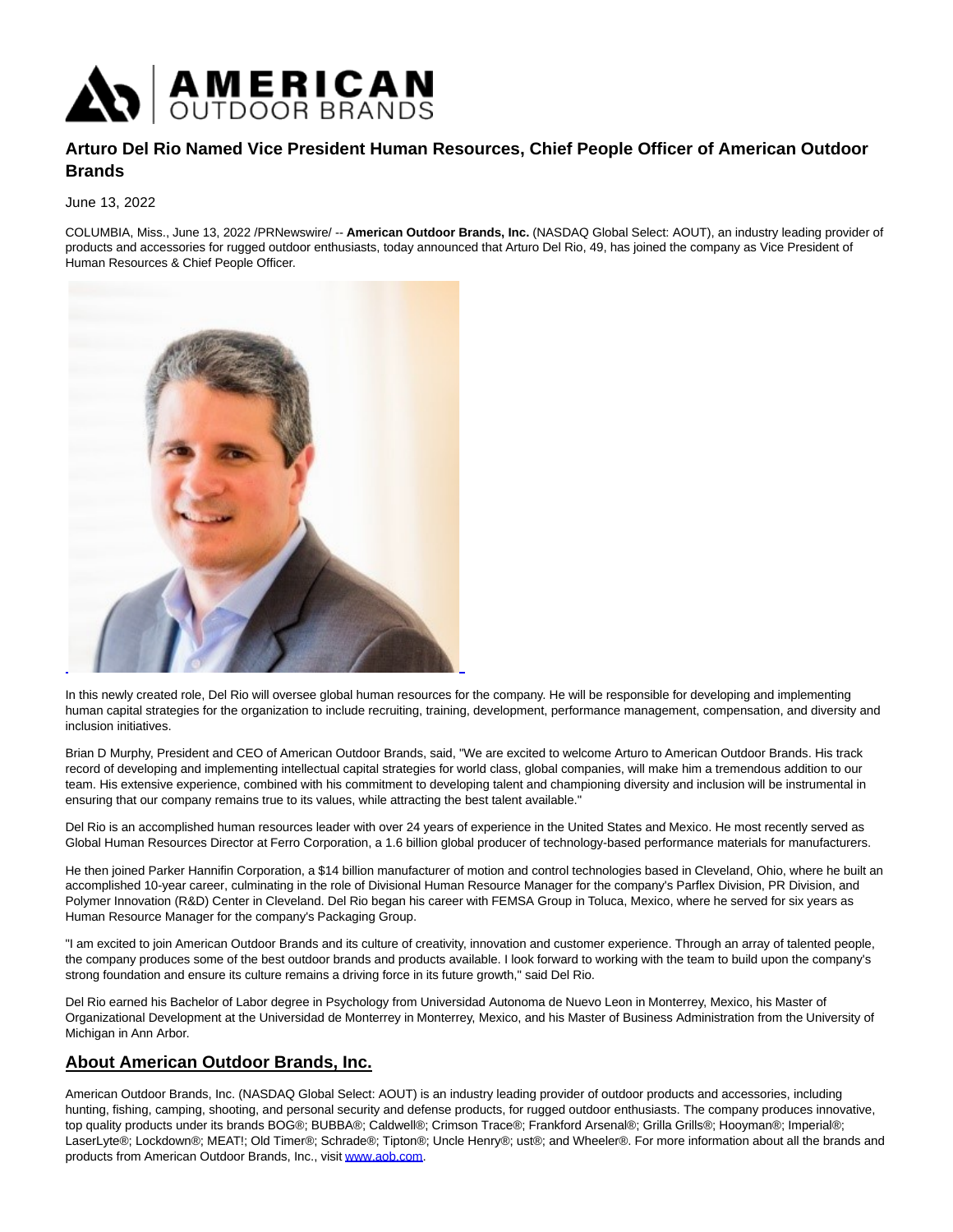# Arturo Del Rio Named Vice President Human Resources, Chief People Officer of American Outdoor Brands

June 13, 2022

COLUMBIA, Miss., June 13, 2022 /PRNewswire/ -- **American Outdoor Brands, Inc.** (NASDAQ Global Select: AOUT), an industry leading provider of products and accessories for rugged outdoor enthusiasts, today announced that Arturo Del Rio, 49, has joined the company as Vice President of Human Resources & Chief People Officer.

In this newly created role, Del Rio will oversee global human resources for the company. He will be responsible for developing and implementing human capital strategies for the organization to include recruiting, training, development, performance management, compensation, and diversity and inclusion initiatives.

Brian D Murphy, President and CEO of American Outdoor Brands, said, "We are excited to welcome Arturo to American Outdoor Brands. His track record of developing and implementing intellectual capital strategies for world class, global companies, will make him a tremendous addition to our team. His extensive experience, combined with his commitment to developing talent and championing diversity and inclusion will be instrumental in ensuring that our company remains true to its values, while attracting the best talent available."

Del Rio is an accomplished human resources leader with over 24 years of experience in the United States and Mexico. He most recently served as Global Human Resources Director at Ferro Corporation, a 1.6 billion global producer of technology-based performance materials for manufacturers.

He then joined Parker Hannifin Corporation, a $14 billion manufacturer of motion and control technologies based in Cleveland, Ohio, where he built an accomplished 10-year career, culminating in the role of Divisional Human Resource Manager for the company's Parflex Division, PR Division, and Polymer Innovation (R&D) Center in Cleveland. Del Rio began his career with FEMSA Group in Toluca, Mexico, where he served for six years as Human Resource Manager for the company's Packaging Group.

"I am excited to join American Outdoor Brands and its culture of creativity, innovation and customer experience. Through an array of talented people, the company produces some of the best outdoor brands and products available. I look forward to working with the team to build upon the company's strong foundation and ensure its culture remains a driving force in its future growth," said Del Rio.

Del Rio earned his Bachelor of Labor degree in Psychology from Universidad Autonoma de Nuevo Leon in Monterrey, Mexico, his Master of Organizational Development at the Universidad de Monterrey in Monterrey, Mexico, and his Master of Business Administration from the University of Michigan in Ann Arbor.

## About American Outdoor Brands, Inc.

American Outdoor Brands, Inc. (NASDAQ Global Select: AOUT) is an industry leading provider of outdoor products and accessories, including hunting, fishing, camping, shooting, and personal security and defense products, for rugged outdoor enthusiasts. The company produces innovative, top quality products under its brands BOG®; BUBBA®; Caldwell®; Crimson Trace®; Frankford Arsenal®; Grilla Grills®; Hooyman®; Imperial®; LaserLyte®; Lockdown®; MEAT!; Old Timer®; Schrade®; Tipton®; Uncle Henry®; ust®; and Wheeler®. For more information about all the brands and products from American Outdoor Brands, Inc., visit www.aob.com.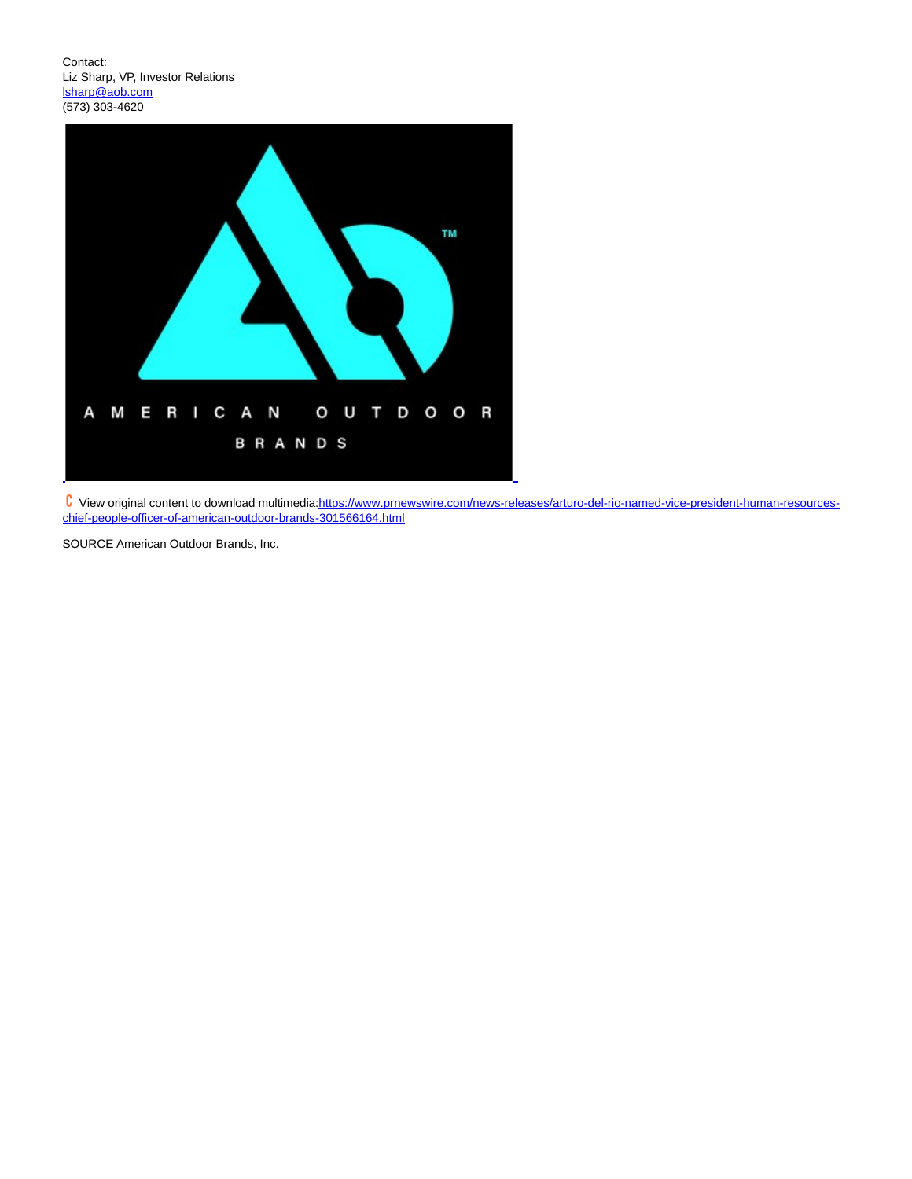Contact:
Liz Sharp, VP, Investor Relations
lsharp@aob.com
(573) 303-4620

View original content to download multimedia:https://www.prnewswire.com/news-releases/arturo-del-rio-named-vice-president-human-resources-chief-people-officer-of-american-outdoor-brands-301566164.html

SOURCE American Outdoor Brands, Inc.